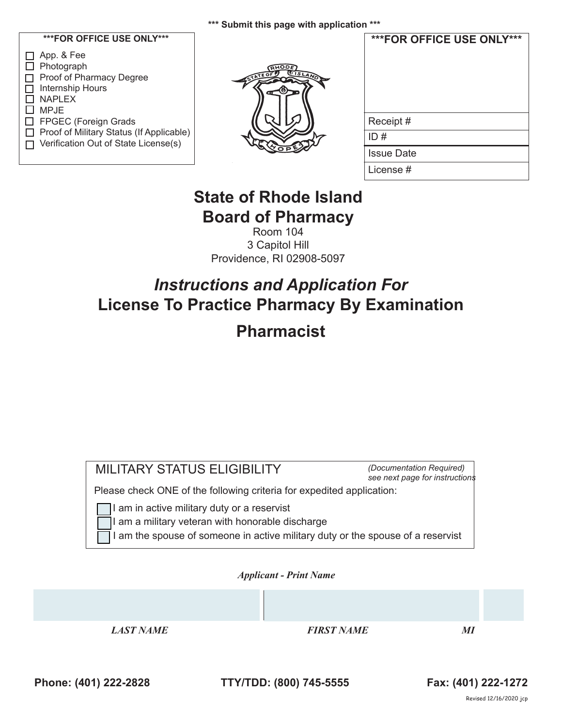*** Submit this page with application ***

***FOR OFFICE USE ONLY***

- [ ] App. & Fee
- [ ] Photograph
- [ ] Proof of Pharmacy Degree
- [ ] Internship Hours
- [ ] NAPLEX
- [ ] MPJE
- [ ] FPGEC (Foreign Grads
- [ ] Proof of Military Status (If Applicable)
- [ ] Verification Out of State License(s)

***FOR OFFICE USE ONLY***

| |
|---|
| Receipt # |
| ID # |
| Issue Date |
| License # |

# State of Rhode Island
# Board of Pharmacy

Room 104
3 Capitol Hill
Providence, RI 02908-5097

## *Instructions and Application For*
## License To Practice Pharmacy By Examination
## Pharmacist

MILITARY STATUS ELIGIBILITY *(Documentation Required) see next page for instructions*

Please check ONE of the following criteria for expedited application:

- [ ] I am in active military duty or a reservist
- [ ] I am a military veteran with honorable discharge
- [ ] I am the spouse of someone in active military duty or the spouse of a reservist

***Applicant - Print Name***

| | | |
|---|---|---|
| ***LAST NAME*** | ***FIRST NAME*** | ***MI*** |

**Phone: (401) 222-2828** **TTY/TDD: (800) 745-5555** **Fax: (401) 222-1272**

Revised 12/16/2020 jcp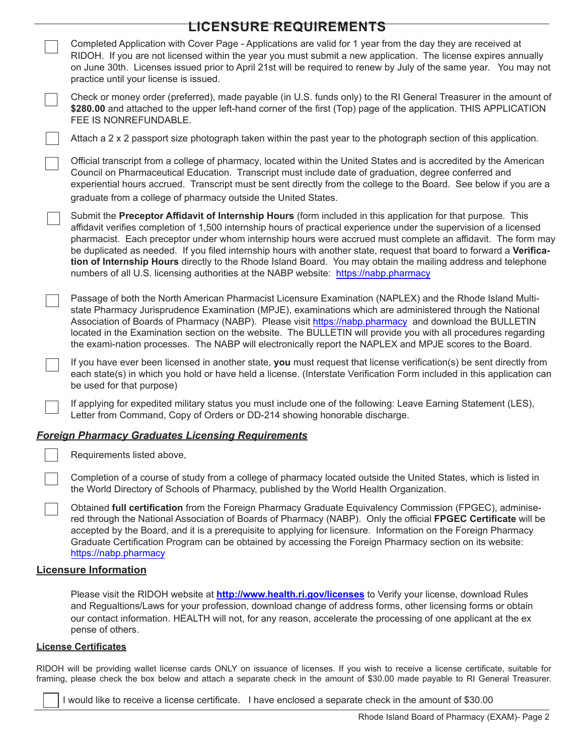# LICENSURE REQUIREMENTS

- [ ] Completed Application with Cover Page - Applications are valid for 1 year from the day they are received at RIDOH. If you are not licensed within the year you must submit a new application. The license expires annually on June 30th. Licenses issued prior to April 21st will be required to renew by July of the same year. You may not practice until your license is issued.
- [ ] Check or money order (preferred), made payable (in U.S. funds only) to the RI General Treasurer in the amount of **$280.00** and attached to the upper left-hand corner of the first (Top) page of the application. THIS APPLICATION FEE IS NONREFUNDABLE.
- [ ] Attach a 2 x 2 passport size photograph taken within the past year to the photograph section of this application.
- [ ] Official transcript from a college of pharmacy, located within the United States and is accredited by the American Council on Pharmaceutical Education. Transcript must include date of graduation, degree conferred and experiential hours accrued. Transcript must be sent directly from the college to the Board. See below if you are a graduate from a college of pharmacy outside the United States.
- [ ] Submit the **Preceptor Affidavit of Internship Hours** (form included in this application for that purpose. This affidavit verifies completion of 1,500 internship hours of practical experience under the supervision of a licensed pharmacist. Each preceptor under whom internship hours were accrued must complete an affidavit. The form may be duplicated as needed. If you filed internship hours with another state, request that board to forward a **Verification of Internship Hours** directly to the Rhode Island Board. You may obtain the mailing address and telephone numbers of all U.S. licensing authorities at the NABP website: https://nabp.pharmacy
- [ ] Passage of both the North American Pharmacist Licensure Examination (NAPLEX) and the Rhode Island Multistate Pharmacy Jurisprudence Examination (MPJE), examinations which are administered through the National Association of Boards of Pharmacy (NABP). Please visit https://nabp.pharmacy and download the BULLETIN located in the Examination section on the website. The BULLETIN will provide you with all procedures regarding the exami-nation processes. The NABP will electronically report the NAPLEX and MPJE scores to the Board.
- [ ] If you have ever been licensed in another state, **you** must request that license verification(s) be sent directly from each state(s) in which you hold or have held a license. (Interstate Verification Form included in this application can be used for that purpose)
- [ ] If applying for expedited military status you must include one of the following: Leave Earning Statement (LES), Letter from Command, Copy of Orders or DD-214 showing honorable discharge.

## ***Foreign Pharmacy Graduates Licensing Requirements***

- [ ] Requirements listed above,
- [ ] Completion of a course of study from a college of pharmacy located outside the United States, which is listed in the World Directory of Schools of Pharmacy, published by the World Health Organization.
- [ ] Obtained **full certification** from the Foreign Pharmacy Graduate Equivalency Commission (FPGEC), administered through the National Association of Boards of Pharmacy (NABP). Only the official **FPGEC Certificate** will be accepted by the Board, and it is a prerequisite to applying for licensure. Information on the Foreign Pharmacy Graduate Certification Program can be obtained by accessing the Foreign Pharmacy section on its website: https://nabp.pharmacy

## Licensure Information

Please visit the RIDOH website at **http://www.health.ri.gov/licenses** to Verify your license, download Rules and Regualtions/Laws for your profession, download change of address forms, other licensing forms or obtain our contact information. HEALTH will not, for any reason, accelerate the processing of one applicant at the expense of others.

## License Certificates

RIDOH will be providing wallet license cards ONLY on issuance of licenses. If you wish to receive a license certificate, suitable for framing, please check the box below and attach a separate check in the amount of $30.00 made payable to RI General Treasurer.

- [ ] I would like to receive a license certificate. I have enclosed a separate check in the amount of $30.00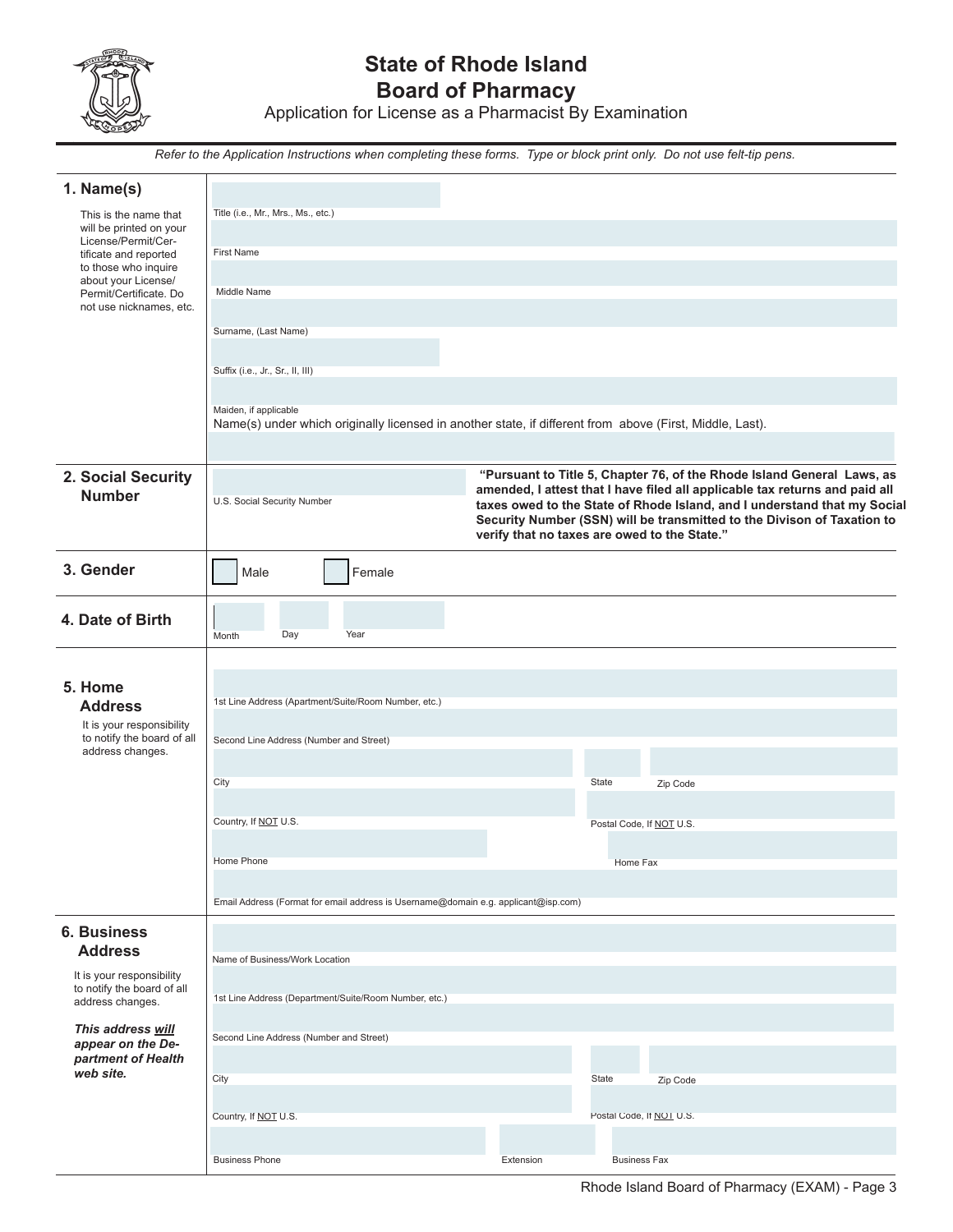# State of Rhode Island
# Board of Pharmacy

Application for License as a Pharmacist By Examination

*Refer to the Application Instructions when completing these forms. Type or block print only. Do not use felt-tip pens.*

## 1. Name(s)

This is the name that will be printed on your License/Permit/Certificate and reported to those who inquire about your License/Permit/Certificate. Do not use nicknames, etc.

Title (i.e., Mr., Mrs., Ms., etc.)

First Name

Middle Name

Surname, (Last Name)

Suffix (i.e., Jr., Sr., II, III)

Maiden, if applicable

Name(s) under which originally licensed in another state, if different from above (First, Middle, Last).

## 2. Social Security Number

U.S. Social Security Number

**"Pursuant to Title 5, Chapter 76, of the Rhode Island General Laws, as amended, I attest that I have filed all applicable tax returns and paid all taxes owed to the State of Rhode Island, and I understand that my Social Security Number (SSN) will be transmitted to the Divison of Taxation to verify that no taxes are owed to the State."**

## 3. Gender

☐ Male ☐ Female

## 4. Date of Birth

Month Day Year

## 5. Home Address

It is your responsibility to notify the board of all address changes.

1st Line Address (Apartment/Suite/Room Number, etc.)

Second Line Address (Number and Street)

City State Zip Code

Country, If NOT U.S. Postal Code, If NOT U.S.

Home Phone Home Fax

Email Address (Format for email address is Username@domain e.g. applicant@isp.com)

## 6. Business Address

It is your responsibility to notify the board of all address changes.

***This address will appear on the Department of Health web site.***

Name of Business/Work Location

1st Line Address (Department/Suite/Room Number, etc.)

Second Line Address (Number and Street)

City State Zip Code

Country, If NOT U.S. Postal Code, If NOT U.S.

Business Phone Extension Business Fax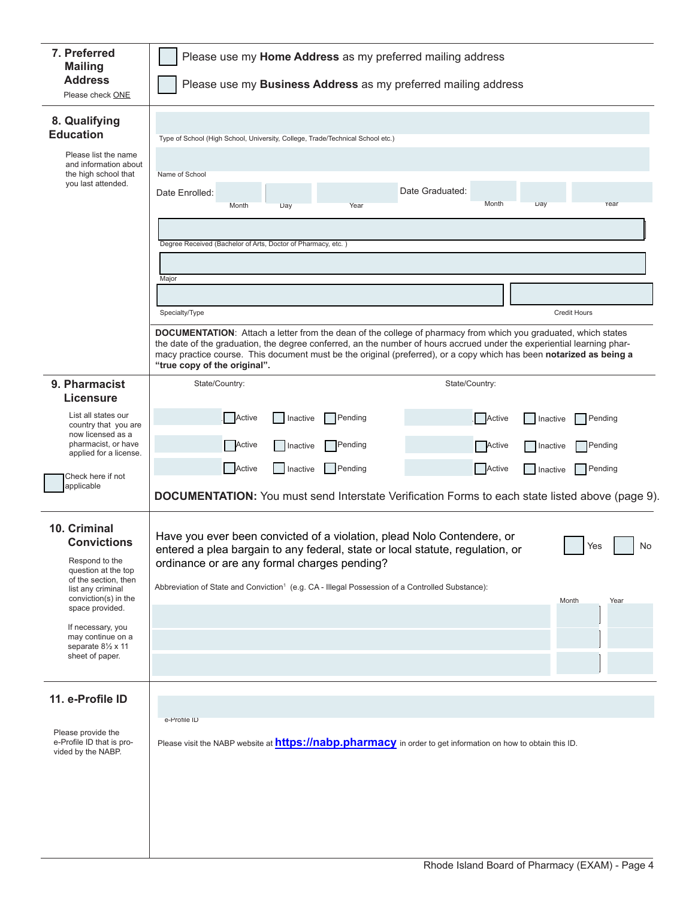## 7. Preferred Mailing Address

Please check ONE

- ☐ Please use my **Home Address** as my preferred mailing address
- ☐ Please use my **Business Address** as my preferred mailing address

## 8. Qualifying Education

Please list the name and information about the high school that you last attended.

Type of School (High School, University, College, Trade/Technical School etc.)

Name of School

Date Enrolled: Month Day Year

Date Graduated: Month Day Year

Degree Received (Bachelor of Arts, Doctor of Pharmacy, etc. )

Major

Specialty/Type

Credit Hours

**DOCUMENTATION**: Attach a letter from the dean of the college of pharmacy from which you graduated, which states the date of the graduation, the degree conferred, an the number of hours accrued under the experiential learning pharmacy practice course. This document must be the original (preferred), or a copy which has been **notarized as being a "true copy of the original".**

## 9. Pharmacist Licensure

List all states our country that you are now licensed as a pharmacist, or have applied for a license.

☐ Check here if not applicable

| State/Country: | | | | State/Country: | | | |
|---|---|---|---|---|---|---|---|
| | ☐ Active | ☐ Inactive | ☐ Pending | | ☐ Active | ☐ Inactive | ☐ Pending |
| | ☐ Active | ☐ Inactive | ☐ Pending | | ☐ Active | ☐ Inactive | ☐ Pending |
| | ☐ Active | ☐ Inactive | ☐ Pending | | ☐ Active | ☐ Inactive | ☐ Pending |

**DOCUMENTATION:** You must send Interstate Verification Forms to each state listed above (page 9).

## 10. Criminal Convictions

Respond to the question at the top of the section, then list any criminal conviction(s) in the space provided.

If necessary, you may continue on a separate 8½ x 11 sheet of paper.

Have you ever been convicted of a violation, plead Nolo Contendere, or entered a plea bargain to any federal, state or local statute, regulation, or ordinance or are any formal charges pending? ☐ Yes ☐ No

Abbreviation of State and Conviction[1] (e.g. CA - Illegal Possession of a Controlled Substance):

| | Month | Year |
|---|---|---|
| | | |
| | | |
| | | |

## 11. e-Profile ID

Please provide the e-Profile ID that is provided by the NABP.

e-Profile ID

Please visit the NABP website at **https://nabp.pharmacy** in order to get information on how to obtain this ID.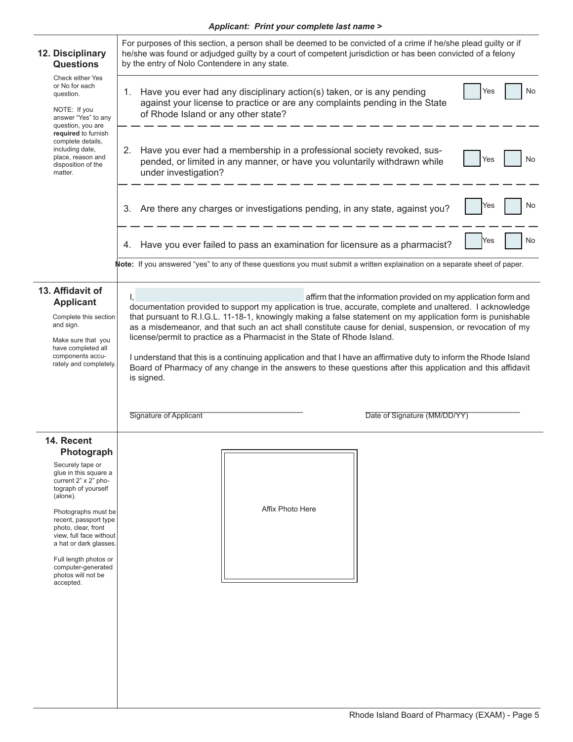*Applicant: Print your complete last name >*

## 12. Disciplinary Questions

Check either Yes or No for each question.

NOTE: If you answer "Yes" to any question, you are **required** to furnish complete details, including date, place, reason and disposition of the matter.

For purposes of this section, a person shall be deemed to be convicted of a crime if he/she plead guilty or if he/she was found or adjudged guilty by a court of competent jurisdiction or has been convicted of a felony by the entry of Nolo Contendere in any state.

1. Have you ever had any disciplinary action(s) taken, or is any pending against your license to practice or are any complaints pending in the State of Rhode Island or any other state? ☐ Yes ☐ No

2. Have you ever had a membership in a professional society revoked, suspended, or limited in any manner, or have you voluntarily withdrawn while under investigation? ☐ Yes ☐ No

3. Are there any charges or investigations pending, in any state, against you? ☐ Yes ☐ No

4. Have you ever failed to pass an examination for licensure as a pharmacist? ☐ Yes ☐ No

**Note:** If you answered "yes" to any of these questions you must submit a written explaination on a separate sheet of paper.

## 13. Affidavit of Applicant

Complete this section and sign.

Make sure that you have completed all components accurately and completely.

I, ______________________ affirm that the information provided on my application form and documentation provided to support my application is true, accurate, complete and unaltered. I acknowledge that pursuant to R.I.G.L. 11-18-1, knowingly making a false statement on my application form is punishable as a misdemeanor, and that such an act shall constitute cause for denial, suspension, or revocation of my license/permit to practice as a Pharmacist in the State of Rhode Island.

I understand that this is a continuing application and that I have an affirmative duty to inform the Rhode Island Board of Pharmacy of any change in the answers to these questions after this application and this affidavit is signed.

______________________ Signature of Applicant

______________________ Date of Signature (MM/DD/YY)

## 14. Recent Photograph

Securely tape or glue in this square a current 2" x 2" photograph of yourself (alone).

Photographs must be recent, passport type photo, clear, front view, full face without a hat or dark glasses.

Full length photos or computer-generated photos will not be accepted.

Affix Photo Here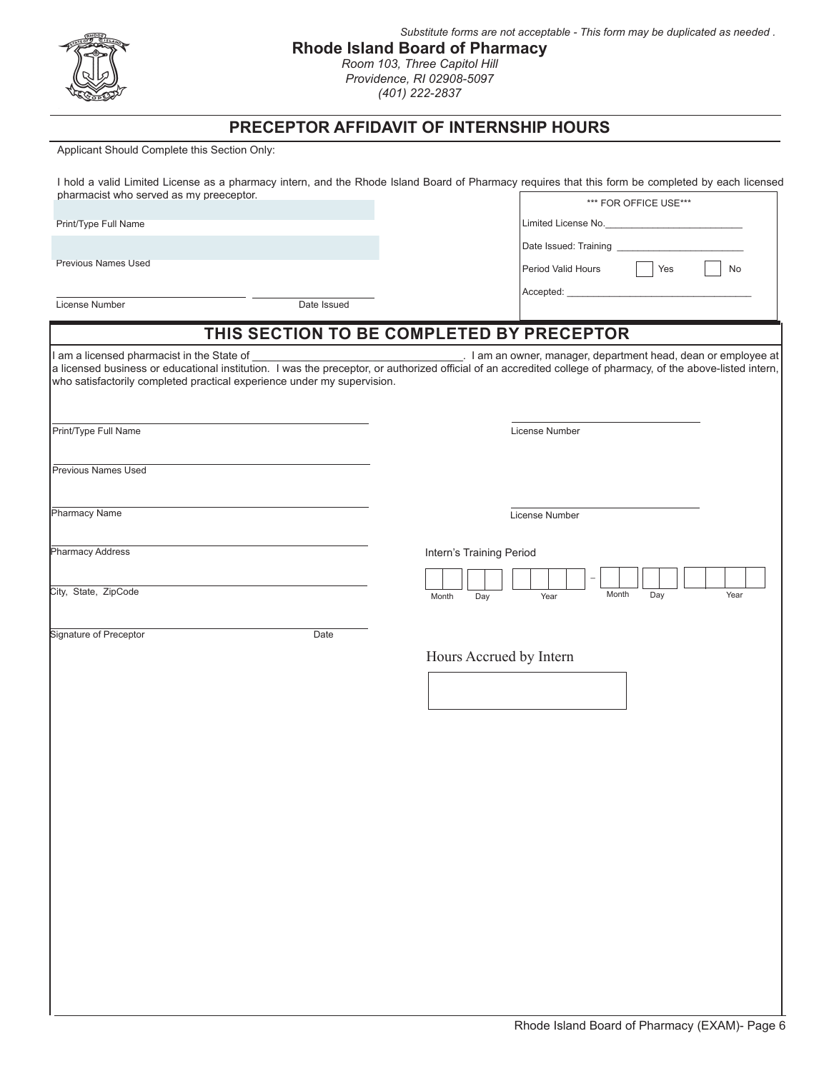*Substitute forms are not acceptable - This form may be duplicated as needed .*

**Rhode Island Board of Pharmacy**

*Room 103, Three Capitol Hill*
*Providence, RI 02908-5097*
*(401) 222-2837*

## PRECEPTOR AFFIDAVIT OF INTERNSHIP HOURS

Applicant Should Complete this Section Only:

I hold a valid Limited License as a pharmacy intern, and the Rhode Island Board of Pharmacy requires that this form be completed by each licensed pharmacist who served as my preeceptor.

Print/Type Full Name

Previous Names Used

License Number ____________ Date Issued ____________

| *** FOR OFFICE USE*** |
|---|
| Limited License No.__________________________ |
| Date Issued: Training ________________________ |
| Period Valid Hours ☐ Yes ☐ No |
| Accepted: ___________________________________ |

## THIS SECTION TO BE COMPLETED BY PRECEPTOR

I am a licensed pharmacist in the State of __________________________________. I am an owner, manager, department head, dean or employee at a licensed business or educational institution. I was the preceptor, or authorized official of an accredited college of pharmacy, of the above-listed intern, who satisfactorily completed practical experience under my supervision.

Print/Type Full Name ____________________ License Number ____________________

Previous Names Used ____________________

Pharmacy Name ____________________ License Number ____________________

Pharmacy Address ____________________

Intern's Training Period

☐☐ Month ☐☐ Day ☐☐☐☐ Year – ☐☐ Month ☐☐ Day ☐☐☐☐ Year

City, State, ZipCode ____________________

Signature of Preceptor ____________________ Date ____________

Hours Accrued by Intern

☐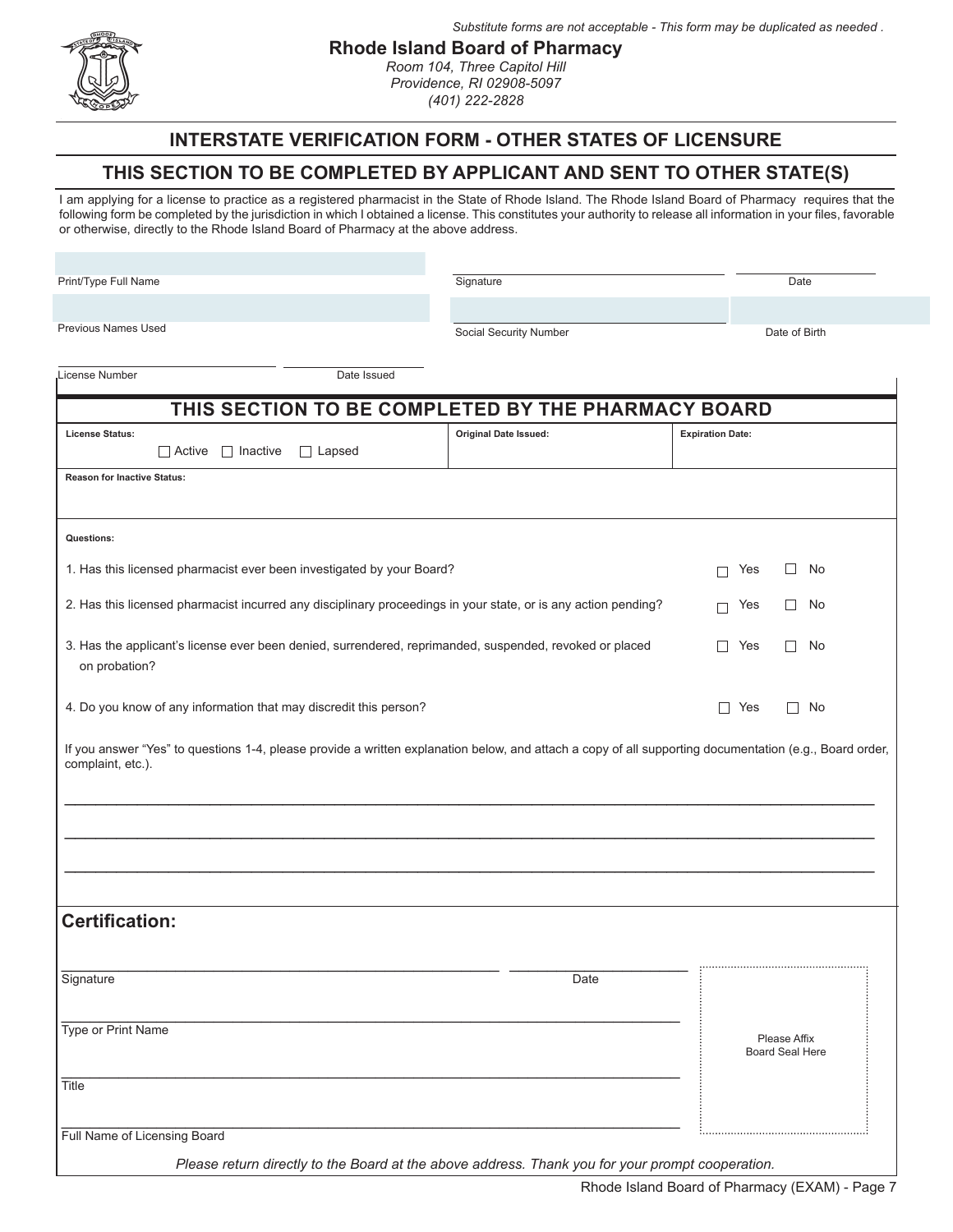*Substitute forms are not acceptable - This form may be duplicated as needed .*

**Rhode Island Board of Pharmacy**

*Room 104, Three Capitol Hill*
*Providence, RI 02908-5097*
*(401) 222-2828*

## INTERSTATE VERIFICATION FORM - OTHER STATES OF LICENSURE

## THIS SECTION TO BE COMPLETED BY APPLICANT AND SENT TO OTHER STATE(S)

I am applying for a license to practice as a registered pharmacist in the State of Rhode Island. The Rhode Island Board of Pharmacy requires that the following form be completed by the jurisdiction in which I obtained a license. This constitutes your authority to release all information in your files, favorable or otherwise, directly to the Rhode Island Board of Pharmacy at the above address.

Print/Type Full Name ______________________ Signature ______________________ Date ______________

Previous Names Used ______________________ Social Security Number ______________________ Date of Birth ______________

License Number ______________________ Date Issued ______________

## THIS SECTION TO BE COMPLETED BY THE PHARMACY BOARD

| **License Status:** ☐ Active ☐ Inactive ☐ Lapsed | **Original Date Issued:** | **Expiration Date:** |
|---|---|---|

**Reason for Inactive Status:**

**Questions:**

1. Has this licensed pharmacist ever been investigated by your Board? ☐ Yes ☐ No
2. Has this licensed pharmacist incurred any disciplinary proceedings in your state, or is any action pending? ☐ Yes ☐ No
3. Has the applicant's license ever been denied, surrendered, reprimanded, suspended, revoked or placed on probation? ☐ Yes ☐ No
4. Do you know of any information that may discredit this person? ☐ Yes ☐ No

If you answer "Yes" to questions 1-4, please provide a written explanation below, and attach a copy of all supporting documentation (e.g., Board order, complaint, etc.).

______________________________________________________________________________

______________________________________________________________________________

______________________________________________________________________________

### Certification:

Signature ______________________________________ Date ______________

Type or Print Name ______________________________________

Title ______________________________________

Full Name of Licensing Board ______________________________________

Please Affix Board Seal Here

*Please return directly to the Board at the above address. Thank you for your prompt cooperation.*